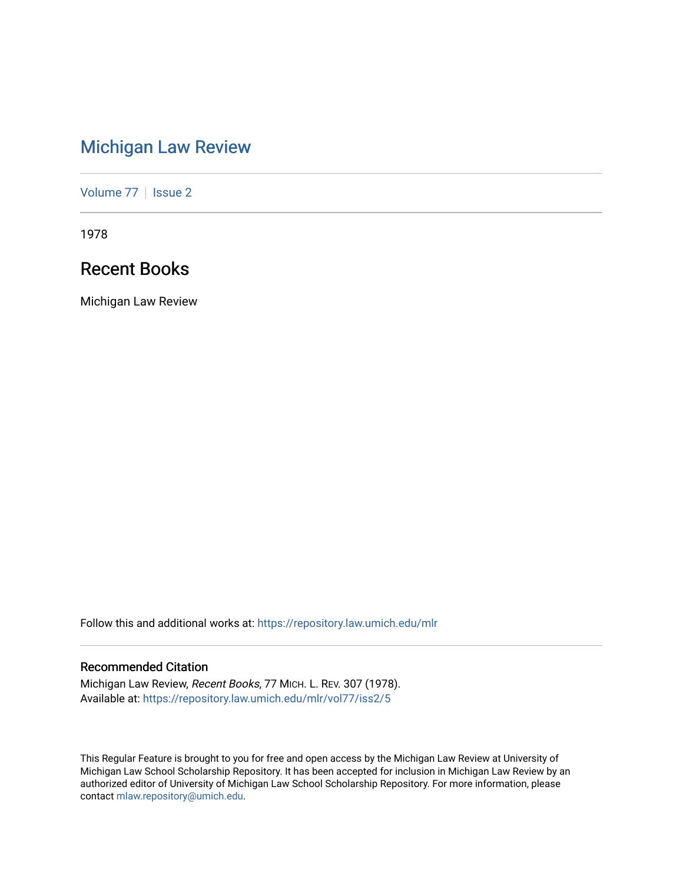# Michigan Law Review

Volume 77 | Issue 2

1978

## Recent Books

Michigan Law Review

Follow this and additional works at: https://repository.law.umich.edu/mlr

### Recommended Citation

Michigan Law Review, *Recent Books*, 77 MICH. L. REV. 307 (1978).
Available at: https://repository.law.umich.edu/mlr/vol77/iss2/5

This Regular Feature is brought to you for free and open access by the Michigan Law Review at University of Michigan Law School Scholarship Repository. It has been accepted for inclusion in Michigan Law Review by an authorized editor of University of Michigan Law School Scholarship Repository. For more information, please contact mlaw.repository@umich.edu.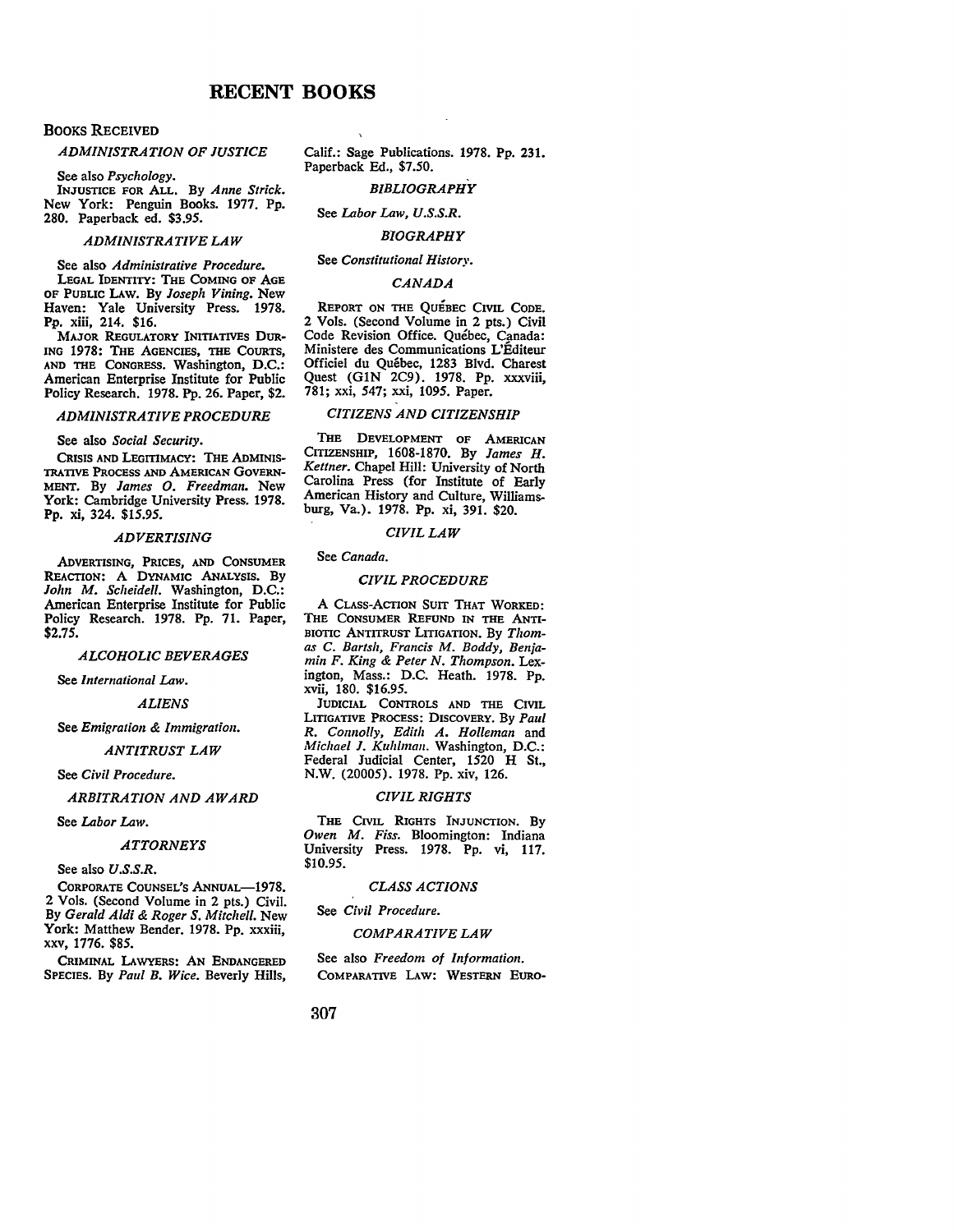# RECENT BOOKS

## BOOKS RECEIVED

### *ADMINISTRATION OF JUSTICE*

See also *Psychology.*

INJUSTICE FOR ALL. By *Anne Strick.* New York: Penguin Books. 1977. Pp. 280. Paperback ed. $3.95.

### *ADMINISTRATIVE LAW*

See also *Administrative Procedure.*

LEGAL IDENTITY: THE COMING OF AGE OF PUBLIC LAW. By *Joseph Vining.* New Haven: Yale University Press. 1978. Pp. xiii, 214. $16.

MAJOR REGULATORY INITIATIVES DURING 1978: THE AGENCIES, THE COURTS, AND THE CONGRESS. Washington, D.C.: American Enterprise Institute for Public Policy Research. 1978. Pp. 26. Paper, $2.

### *ADMINISTRATIVE PROCEDURE*

See also *Social Security.*

CRISIS AND LEGITIMACY: THE ADMINISTRATIVE PROCESS AND AMERICAN GOVERNMENT. By *James O. Freedman.* New York: Cambridge University Press. 1978. Pp. xi, 324. $15.95.

### *ADVERTISING*

ADVERTISING, PRICES, AND CONSUMER REACTION: A DYNAMIC ANALYSIS. By *John M. Scheidell.* Washington, D.C.: American Enterprise Institute for Public Policy Research. 1978. Pp. 71. Paper, $2.75.

### *ALCOHOLIC BEVERAGES*

See *International Law.*

### *ALIENS*

See *Emigration & Immigration.*

### *ANTITRUST LAW*

See *Civil Procedure.*

### *ARBITRATION AND AWARD*

See *Labor Law.*

### *ATTORNEYS*

See also *U.S.S.R.*

CORPORATE COUNSEL'S ANNUAL—1978. 2 Vols. (Second Volume in 2 pts.) Civil. By *Gerald Aldi & Roger S. Mitchell.* New York: Matthew Bender. 1978. Pp. xxxiii, xxv, 1776. $85.

CRIMINAL LAWYERS: AN ENDANGERED SPECIES. By *Paul B. Wice.* Beverly Hills, Calif.: Sage Publications. 1978. Pp. 231. Paperback Ed., $7.50.

### *BIBLIOGRAPHY*

See *Labor Law, U.S.S.R.*

### *BIOGRAPHY*

See *Constitutional History.*

### *CANADA*

REPORT ON THE QUÉBEC CIVIL CODE. 2 Vols. (Second Volume in 2 pts.) Civil Code Revision Office. Québec, Canada: Ministere des Communications L'Éditeur Officiel du Québec, 1283 Blvd. Charest Quest (G1N 2C9). 1978. Pp. xxxviii, 781; xxi, 547; xxi, 1095. Paper.

### *CITIZENS AND CITIZENSHIP*

THE DEVELOPMENT OF AMERICAN CITIZENSHIP, 1608-1870. By *James H. Kettner.* Chapel Hill: University of North Carolina Press (for Institute of Early American History and Culture, Williamsburg, Va.). 1978. Pp. xi, 391. $20.

### *CIVIL LAW*

See *Canada.*

### *CIVIL PROCEDURE*

A CLASS-ACTION SUIT THAT WORKED: THE CONSUMER REFUND IN THE ANTIBIOTIC ANTITRUST LITIGATION. By *Thomas C. Bartsh, Francis M. Boddy, Benjamin F. King & Peter N. Thompson.* Lexington, Mass.: D.C. Heath. 1978. Pp. xvii, 180. $16.95.

JUDICIAL CONTROLS AND THE CIVIL LITIGATIVE PROCESS: DISCOVERY. By *Paul R. Connolly, Edith A. Holleman* and *Michael J. Kuhlman.* Washington, D.C.: Federal Judicial Center, 1520 H St., N.W. (20005). 1978. Pp. xiv, 126.

### *CIVIL RIGHTS*

THE CIVIL RIGHTS INJUNCTION. By *Owen M. Fiss.* Bloomington: Indiana University Press. 1978. Pp. vi, 117. $10.95.

### *CLASS ACTIONS*

See *Civil Procedure.*

### *COMPARATIVE LAW*

See also *Freedom of Information.*

COMPARATIVE LAW: WESTERN EURO-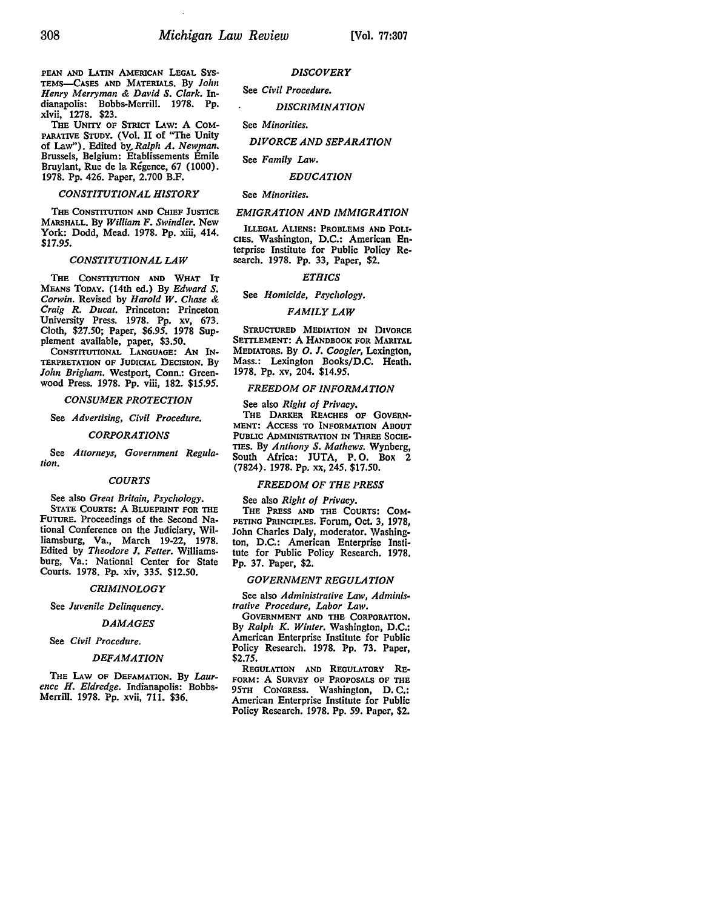PEAN AND LATIN AMERICAN LEGAL SYSTEMS—CASES AND MATERIALS. By *John Henry Merryman & David S. Clark*. Indianapolis: Bobbs-Merrill. 1978. Pp. xlvii, 1278. $23.

THE UNITY OF STRICT LAW: A COMPARATIVE STUDY. (Vol. II of "The Unity of Law"). Edited by *Ralph A. Newman*. Brussels, Belgium: Etablissements Émile Bruylant, Rue de la Régence, 67 (1000). 1978. Pp. 426. Paper, 2.700 B.F.

### *CONSTITUTIONAL HISTORY*

THE CONSTITUTION AND CHIEF JUSTICE MARSHALL. By *William F. Swindler*. New York: Dodd, Mead. 1978. Pp. xiii, 414. $17.95.

### *CONSTITUTIONAL LAW*

THE CONSTITUTION AND WHAT IT MEANS TODAY. (14th ed.) By *Edward S. Corwin*. Revised by *Harold W. Chase & Craig R. Ducat*. Princeton: Princeton University Press. 1978. Pp. xv, 673. Cloth, $27.50; Paper, $6.95. 1978 Supplement available, paper, $3.50.

CONSTITUTIONAL LANGUAGE: AN INTERPRETATION OF JUDICIAL DECISION. By *John Brigham*. Westport, Conn.: Greenwood Press. 1978. Pp. viii, 182. $15.95.

### *CONSUMER PROTECTION*

See *Advertising, Civil Procedure.*

### *CORPORATIONS*

See *Attorneys, Government Regulation.*

### *COURTS*

See also *Great Britain, Psychology.*

STATE COURTS: A BLUEPRINT FOR THE FUTURE. Proceedings of the Second National Conference on the Judiciary, Williamsburg, Va., March 19-22, 1978. Edited by *Theodore J. Fetter*. Williamsburg, Va.: National Center for State Courts. 1978. Pp. xiv, 335. $12.50.

### *CRIMINOLOGY*

See *Juvenile Delinquency.*

### *DAMAGES*

See *Civil Procedure.*

### *DEFAMATION*

THE LAW OF DEFAMATION. By *Laurence H. Eldredge*. Indianapolis: Bobbs-Merrill. 1978. Pp. xvii, 711. $36.

### *DISCOVERY*

See *Civil Procedure.*

### *DISCRIMINATION*

See *Minorities.*

### *DIVORCE AND SEPARATION*

See *Family Law.*

### *EDUCATION*

See *Minorities.*

### *EMIGRATION AND IMMIGRATION*

ILLEGAL ALIENS: PROBLEMS AND POLICIES. Washington, D.C.: American Enterprise Institute for Public Policy Research. 1978. Pp. 33, Paper, $2.

### *ETHICS*

See *Homicide, Psychology.*

### *FAMILY LAW*

STRUCTURED MEDIATION IN DIVORCE SETTLEMENT: A HANDBOOK FOR MARITAL MEDIATORS. By *O. J. Coogler*, Lexington, Mass.: Lexington Books/D.C. Heath. 1978. Pp. xv, 204. $14.95.

### *FREEDOM OF INFORMATION*

See also *Right of Privacy.*

THE DARKER REACHES OF GOVERNMENT: ACCESS TO INFORMATION ABOUT PUBLIC ADMINISTRATION IN THREE SOCIETIES. By *Anthony S. Mathews*. Wynberg, South Africa: JUTA, P.O. Box 2 (7824). 1978. Pp. xx, 245. $17.50.

### *FREEDOM OF THE PRESS*

See also *Right of Privacy.*

THE PRESS AND THE COURTS: COMPETING PRINCIPLES. Forum, Oct. 3, 1978, John Charles Daly, moderator. Washington, D.C.: American Enterprise Institute for Public Policy Research. 1978. Pp. 37. Paper, $2.

### *GOVERNMENT REGULATION*

See also *Administrative Law, Administrative Procedure, Labor Law.*

GOVERNMENT AND THE CORPORATION. By *Ralph K. Winter*. Washington, D.C.: American Enterprise Institute for Public Policy Research. 1978. Pp. 73. Paper, $2.75.

REGULATION AND REGULATORY REFORM: A SURVEY OF PROPOSALS OF THE 95TH CONGRESS. Washington, D.C.: American Enterprise Institute for Public Policy Research. 1978. Pp. 59. Paper, $2.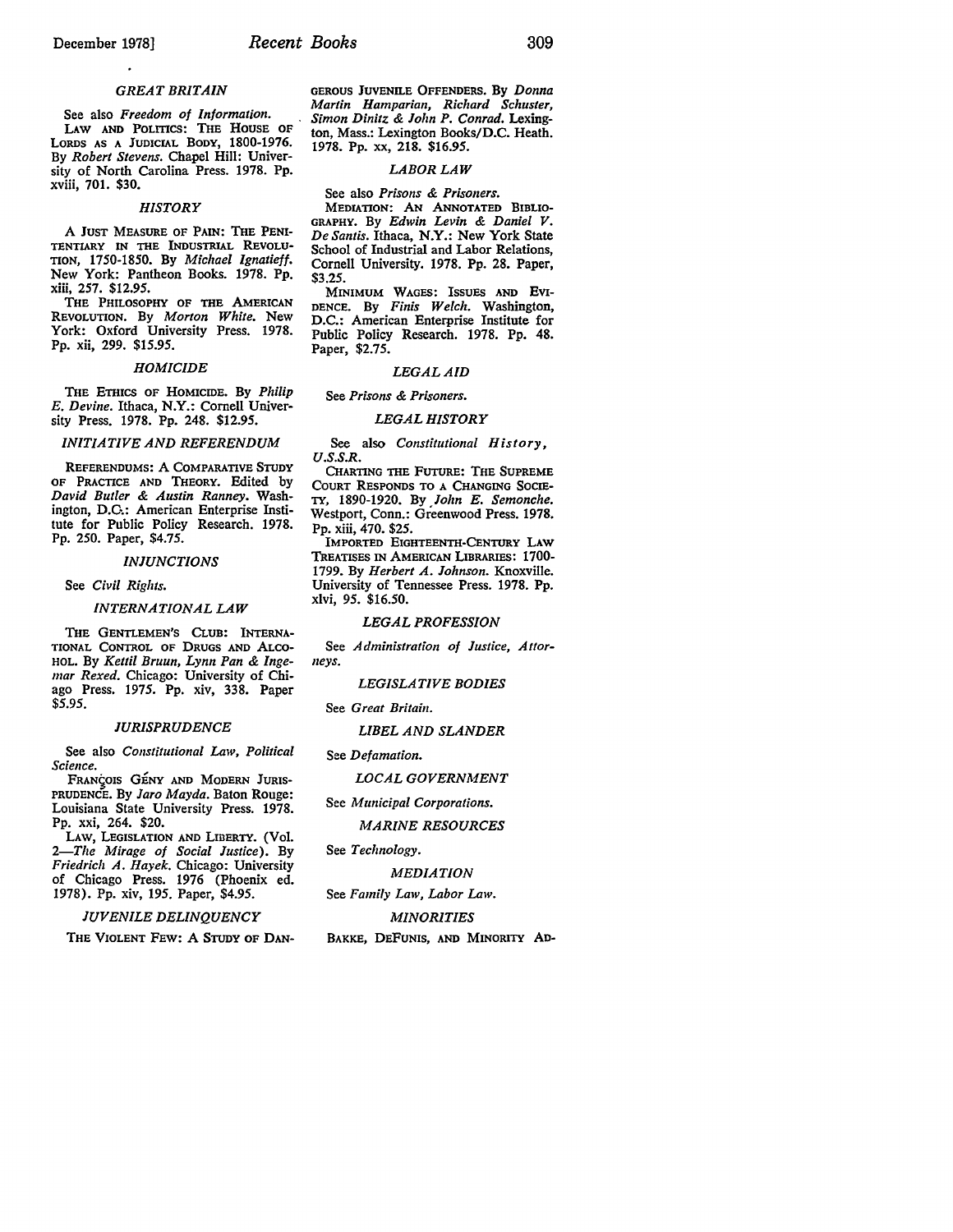### GREAT BRITAIN

See also *Freedom of Information.*

LAW AND POLITICS: THE HOUSE OF LORDS AS A JUDICIAL BODY, 1800-1976. By *Robert Stevens.* Chapel Hill: University of North Carolina Press. 1978. Pp. xviii, 701. $30.

### HISTORY

A JUST MEASURE OF PAIN: THE PENITENTIARY IN THE INDUSTRIAL REVOLUTION, 1750-1850. By *Michael Ignatieff.* New York: Pantheon Books. 1978. Pp. xiii, 257. $12.95.

THE PHILOSOPHY OF THE AMERICAN REVOLUTION. By *Morton White.* New York: Oxford University Press. 1978. Pp. xii, 299. $15.95.

### HOMICIDE

THE ETHICS OF HOMICIDE. By *Philip E. Devine.* Ithaca, N.Y.: Cornell University Press. 1978. Pp. 248. $12.95.

### INITIATIVE AND REFERENDUM

REFERENDUMS: A COMPARATIVE STUDY OF PRACTICE AND THEORY. Edited by *David Butler & Austin Ranney.* Washington, D.C.: American Enterprise Institute for Public Policy Research. 1978. Pp. 250. Paper, $4.75.

### INJUNCTIONS

See *Civil Rights.*

### INTERNATIONAL LAW

THE GENTLEMEN'S CLUB: INTERNATIONAL CONTROL OF DRUGS AND ALCOHOL. By *Kettil Bruun, Lynn Pan & Ingemar Rexed.* Chicago: University of Chicago Press. 1975. Pp. xiv, 338. Paper $5.95.

### JURISPRUDENCE

See also *Constitutional Law, Political Science.*

FRANÇOIS GÉNY AND MODERN JURISPRUDENCE. By *Jaro Mayda.* Baton Rouge: Louisiana State University Press. 1978. Pp. xxi, 264. $20.

LAW, LEGISLATION AND LIBERTY. (Vol. 2—*The Mirage of Social Justice*). By *Friedrich A. Hayek.* Chicago: University of Chicago Press. 1976 (Phoenix ed. 1978). Pp. xiv, 195. Paper, $4.95.

### JUVENILE DELINQUENCY

THE VIOLENT FEW: A STUDY OF DANGEROUS JUVENILE OFFENDERS. By *Donna Martin Hamparian, Richard Schuster, Simon Dinitz & John P. Conrad.* Lexington, Mass.: Lexington Books/D.C. Heath. 1978. Pp. xx, 218. $16.95.

### LABOR LAW

See also *Prisons & Prisoners.*

MEDIATION: AN ANNOTATED BIBLIOGRAPHY. By *Edwin Levin & Daniel V. De Santis.* Ithaca, N.Y.: New York State School of Industrial and Labor Relations, Cornell University. 1978. Pp. 28. Paper, $3.25.

MINIMUM WAGES: ISSUES AND EVIDENCE. By *Finis Welch.* Washington, D.C.: American Enterprise Institute for Public Policy Research. 1978. Pp. 48. Paper, $2.75.

### LEGAL AID

See *Prisons & Prisoners.*

### LEGAL HISTORY

See also *Constitutional History, U.S.S.R.*

CHARTING THE FUTURE: THE SUPREME COURT RESPONDS TO A CHANGING SOCIETY, 1890-1920. By *John E. Semonche.* Westport, Conn.: Greenwood Press. 1978. Pp. xiii, 470. $25.

IMPORTED EIGHTEENTH-CENTURY LAW TREATISES IN AMERICAN LIBRARIES: 1700-1799. By *Herbert A. Johnson.* Knoxville. University of Tennessee Press. 1978. Pp. xlvi, 95. $16.50.

### LEGAL PROFESSION

See *Administration of Justice, Attorneys.*

### LEGISLATIVE BODIES

See *Great Britain.*

### LIBEL AND SLANDER

See *Defamation.*

### LOCAL GOVERNMENT

See *Municipal Corporations.*

### MARINE RESOURCES

See *Technology.*

### MEDIATION

See *Family Law, Labor Law.*

### MINORITIES

BAKKE, DEFUNIS, AND MINORITY AD-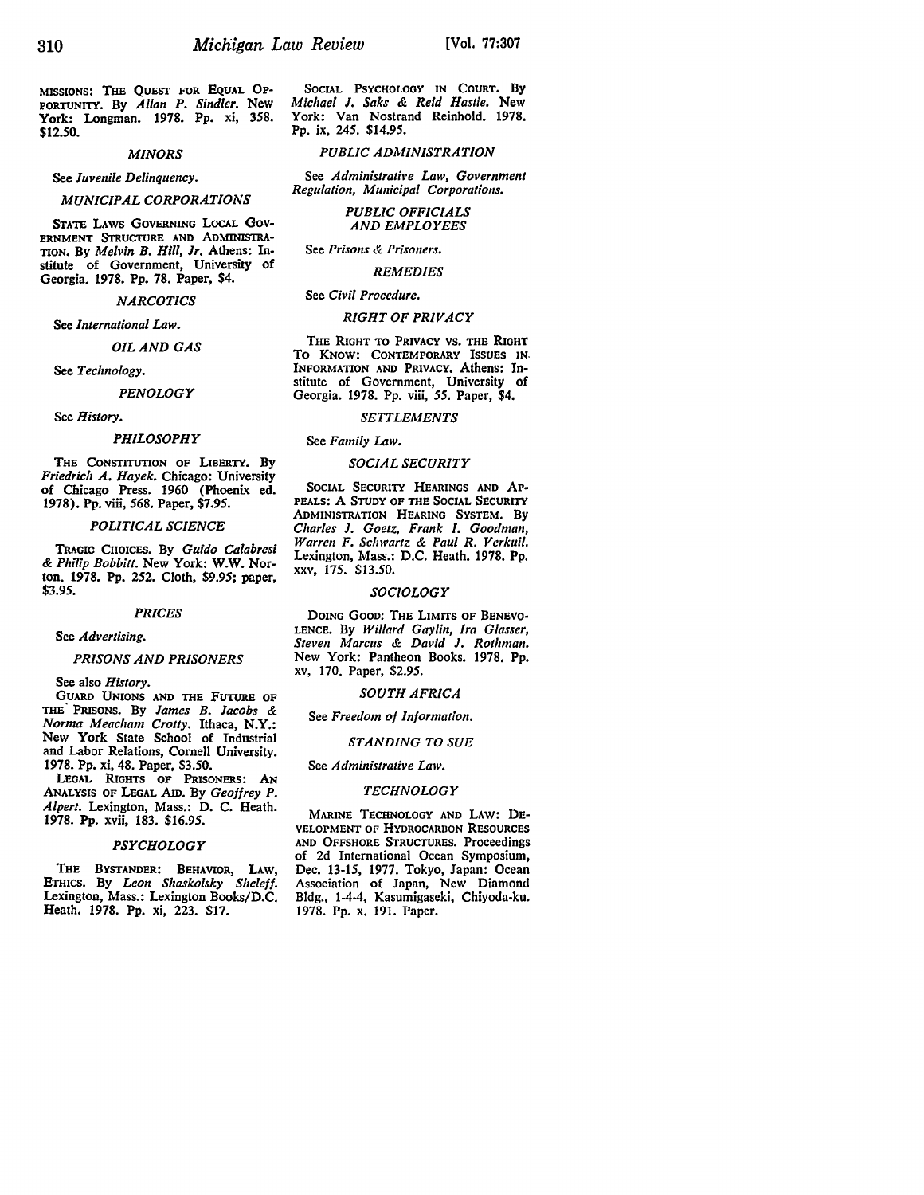MISSIONS: THE QUEST FOR EQUAL OPPORTUNITY. By *Allan P. Sindler*. New York: Longman. 1978. Pp. xi, 358. $12.50.

### *MINORS*

See *Juvenile Delinquency*.

### *MUNICIPAL CORPORATIONS*

STATE LAWS GOVERNING LOCAL GOVERNMENT STRUCTURE AND ADMINISTRATION. By *Melvin B. Hill, Jr.* Athens: Institute of Government, University of Georgia. 1978. Pp. 78. Paper, $4.

### *NARCOTICS*

See *International Law*.

### *OIL AND GAS*

See *Technology*.

### *PENOLOGY*

See *History*.

### *PHILOSOPHY*

THE CONSTITUTION OF LIBERTY. By *Friedrich A. Hayek*. Chicago: University of Chicago Press. 1960 (Phoenix ed. 1978). Pp. viii, 568. Paper, $7.95.

### *POLITICAL SCIENCE*

TRAGIC CHOICES. By *Guido Calabresi & Philip Bobbitt*. New York: W.W. Norton. 1978. Pp. 252. Cloth, $9.95; paper, $3.95.

### *PRICES*

See *Advertising*.

### *PRISONS AND PRISONERS*

See also *History*.

GUARD UNIONS AND THE FUTURE OF THE PRISONS. By *James B. Jacobs & Norma Meacham Crotty*. Ithaca, N.Y.: New York State School of Industrial and Labor Relations, Cornell University. 1978. Pp. xi, 48. Paper, $3.50.

LEGAL RIGHTS OF PRISONERS: AN ANALYSIS OF LEGAL AID. By *Geoffrey P. Alpert*. Lexington, Mass.: D. C. Heath. 1978. Pp. xvii, 183. $16.95.

### *PSYCHOLOGY*

THE BYSTANDER: BEHAVIOR, LAW, ETHICS. By *Leon Shaskolsky Sheleff*. Lexington, Mass.: Lexington Books/D.C. Heath. 1978. Pp. xi, 223. $17.

SOCIAL PSYCHOLOGY IN COURT. By *Michael J. Saks & Reid Hastie*. New York: Van Nostrand Reinhold. 1978. Pp. ix, 245. $14.95.

### *PUBLIC ADMINISTRATION*

See *Administrative Law, Government Regulation, Municipal Corporations*.

### *PUBLIC OFFICIALS AND EMPLOYEES*

See *Prisons & Prisoners*.

### *REMEDIES*

See *Civil Procedure*.

### *RIGHT OF PRIVACY*

THE RIGHT TO PRIVACY VS. THE RIGHT TO KNOW: CONTEMPORARY ISSUES IN INFORMATION AND PRIVACY. Athens: Institute of Government, University of Georgia. 1978. Pp. viii, 55. Paper, $4.

### *SETTLEMENTS*

See *Family Law*.

### *SOCIAL SECURITY*

SOCIAL SECURITY HEARINGS AND APPEALS: A STUDY OF THE SOCIAL SECURITY ADMINISTRATION HEARING SYSTEM. By *Charles J. Goetz, Frank I. Goodman, Warren F. Schwartz & Paul R. Verkuil*. Lexington, Mass.: D.C. Heath. 1978. Pp. xxv, 175. $13.50.

### *SOCIOLOGY*

DOING GOOD: THE LIMITS OF BENEVOLENCE. By *Willard Gaylin, Ira Glasser, Steven Marcus & David J. Rothman*. New York: Pantheon Books. 1978. Pp. xv, 170. Paper, $2.95.

### *SOUTH AFRICA*

See *Freedom of Information*.

### *STANDING TO SUE*

See *Administrative Law*.

### *TECHNOLOGY*

MARINE TECHNOLOGY AND LAW: DEVELOPMENT OF HYDROCARBON RESOURCES AND OFFSHORE STRUCTURES. Proceedings of 2d International Ocean Symposium, Dec. 13-15, 1977. Tokyo, Japan: Ocean Association of Japan, New Diamond Bldg., 1-4-4, Kasumigaseki, Chiyoda-ku. 1978. Pp. x, 191. Paper.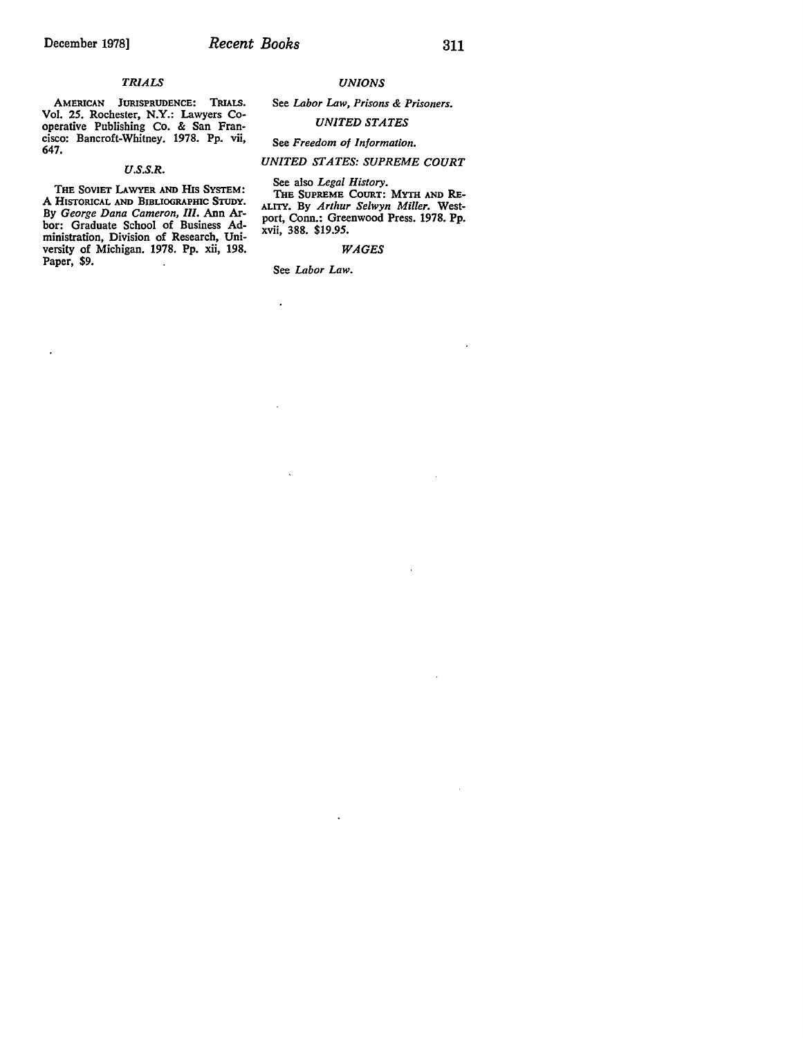### *TRIALS*

AMERICAN JURISPRUDENCE: TRIALS. Vol. 25. Rochester, N.Y.: Lawyers Cooperative Publishing Co. & San Francisco: Bancroft-Whitney. 1978. Pp. vii, 647.

### *U.S.S.R.*

THE SOVIET LAWYER AND HIS SYSTEM: A HISTORICAL AND BIBLIOGRAPHIC STUDY. By *George Dana Cameron, III.* Ann Arbor: Graduate School of Business Administration, Division of Research, University of Michigan. 1978. Pp. xii, 198. Paper, $9.

### *UNIONS*

See *Labor Law, Prisons & Prisoners.*

### *UNITED STATES*

See *Freedom of Information.*

### *UNITED STATES: SUPREME COURT*

See also *Legal History.*

THE SUPREME COURT: MYTH AND REALITY. By *Arthur Selwyn Miller.* Westport, Conn.: Greenwood Press. 1978. Pp. xvii, 388. $19.95.

### *WAGES*

See *Labor Law.*